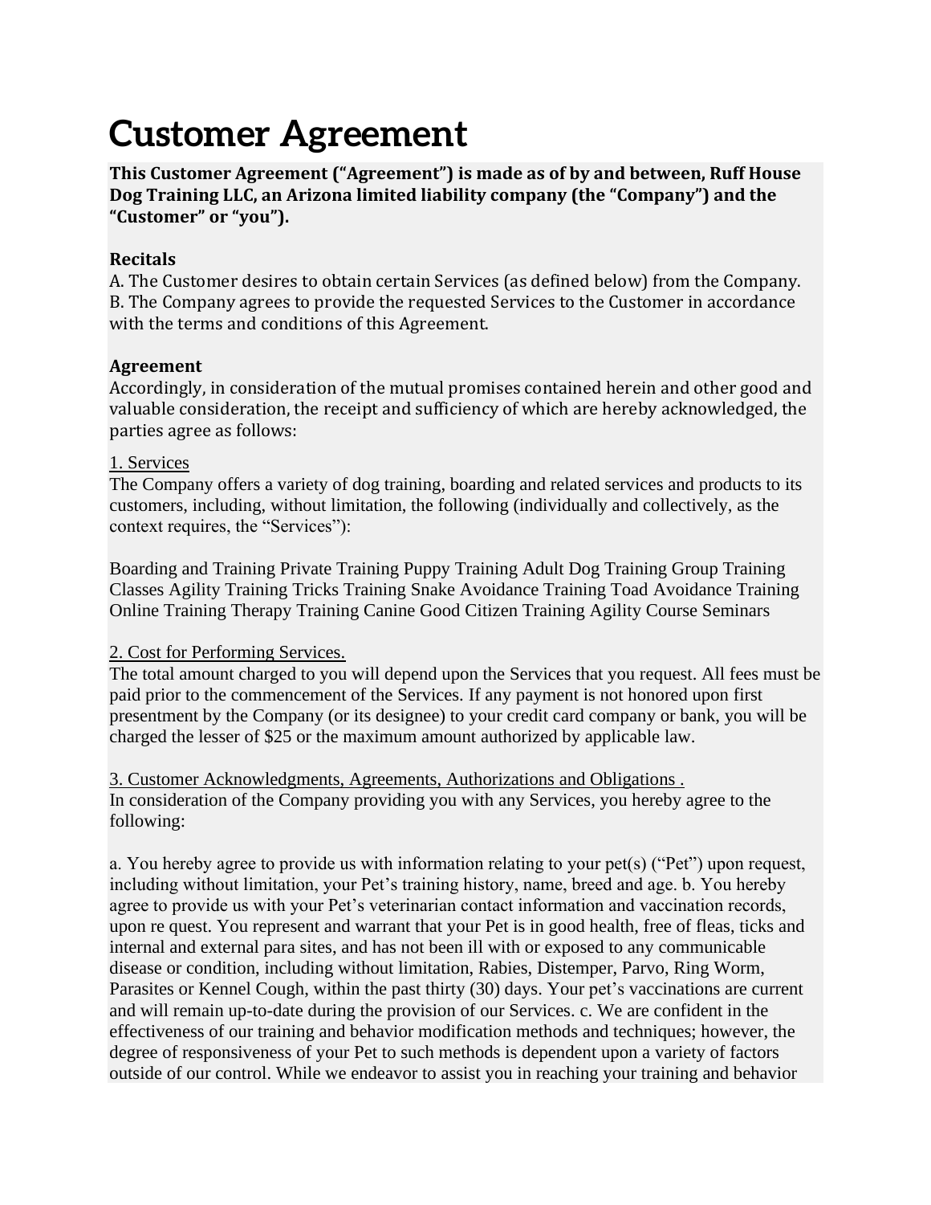# Customer Agreement

**This Customer Agreement ("Agreement") is made as of by and between, Ruff House Dog Training LLC, an Arizona limited liability company (the "Company") and the "Customer" or "you").**

**Recitals**

A. The Customer desires to obtain certain Services (as defined below) from the Company.
B. The Company agrees to provide the requested Services to the Customer in accordance with the terms and conditions of this Agreement.

**Agreement**

Accordingly, in consideration of the mutual promises contained herein and other good and valuable consideration, the receipt and sufficiency of which are hereby acknowledged, the parties agree as follows:

1. Services

The Company offers a variety of dog training, boarding and related services and products to its customers, including, without limitation, the following (individually and collectively, as the context requires, the "Services"):

Boarding and Training Private Training Puppy Training Adult Dog Training Group Training Classes Agility Training Tricks Training Snake Avoidance Training Toad Avoidance Training Online Training Therapy Training Canine Good Citizen Training Agility Course Seminars

2. Cost for Performing Services.

The total amount charged to you will depend upon the Services that you request. All fees must be paid prior to the commencement of the Services. If any payment is not honored upon first presentment by the Company (or its designee) to your credit card company or bank, you will be charged the lesser of $25 or the maximum amount authorized by applicable law.

3. Customer Acknowledgments, Agreements, Authorizations and Obligations .

In consideration of the Company providing you with any Services, you hereby agree to the following:

a. You hereby agree to provide us with information relating to your pet(s) ("Pet") upon request, including without limitation, your Pet's training history, name, breed and age. b. You hereby agree to provide us with your Pet's veterinarian contact information and vaccination records, upon re quest. You represent and warrant that your Pet is in good health, free of fleas, ticks and internal and external para sites, and has not been ill with or exposed to any communicable disease or condition, including without limitation, Rabies, Distemper, Parvo, Ring Worm, Parasites or Kennel Cough, within the past thirty (30) days. Your pet's vaccinations are current and will remain up-to-date during the provision of our Services. c. We are confident in the effectiveness of our training and behavior modification methods and techniques; however, the degree of responsiveness of your Pet to such methods is dependent upon a variety of factors outside of our control. While we endeavor to assist you in reaching your training and behavior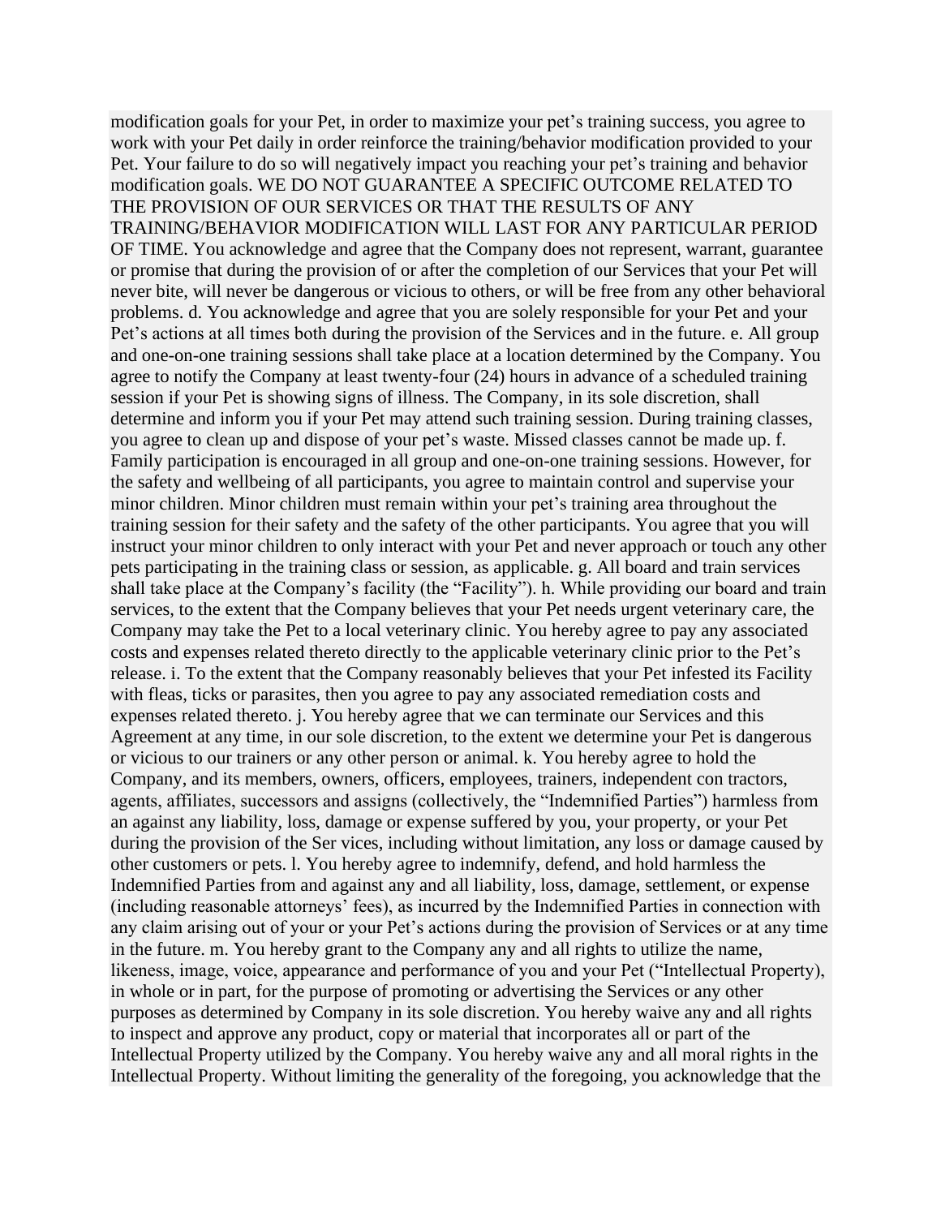modification goals for your Pet, in order to maximize your pet's training success, you agree to work with your Pet daily in order reinforce the training/behavior modification provided to your Pet. Your failure to do so will negatively impact you reaching your pet's training and behavior modification goals. WE DO NOT GUARANTEE A SPECIFIC OUTCOME RELATED TO THE PROVISION OF OUR SERVICES OR THAT THE RESULTS OF ANY TRAINING/BEHAVIOR MODIFICATION WILL LAST FOR ANY PARTICULAR PERIOD OF TIME. You acknowledge and agree that the Company does not represent, warrant, guarantee or promise that during the provision of or after the completion of our Services that your Pet will never bite, will never be dangerous or vicious to others, or will be free from any other behavioral problems. d. You acknowledge and agree that you are solely responsible for your Pet and your Pet's actions at all times both during the provision of the Services and in the future. e. All group and one-on-one training sessions shall take place at a location determined by the Company. You agree to notify the Company at least twenty-four (24) hours in advance of a scheduled training session if your Pet is showing signs of illness. The Company, in its sole discretion, shall determine and inform you if your Pet may attend such training session. During training classes, you agree to clean up and dispose of your pet's waste. Missed classes cannot be made up. f. Family participation is encouraged in all group and one-on-one training sessions. However, for the safety and wellbeing of all participants, you agree to maintain control and supervise your minor children. Minor children must remain within your pet's training area throughout the training session for their safety and the safety of the other participants. You agree that you will instruct your minor children to only interact with your Pet and never approach or touch any other pets participating in the training class or session, as applicable. g. All board and train services shall take place at the Company's facility (the "Facility"). h. While providing our board and train services, to the extent that the Company believes that your Pet needs urgent veterinary care, the Company may take the Pet to a local veterinary clinic. You hereby agree to pay any associated costs and expenses related thereto directly to the applicable veterinary clinic prior to the Pet's release. i. To the extent that the Company reasonably believes that your Pet infested its Facility with fleas, ticks or parasites, then you agree to pay any associated remediation costs and expenses related thereto. j. You hereby agree that we can terminate our Services and this Agreement at any time, in our sole discretion, to the extent we determine your Pet is dangerous or vicious to our trainers or any other person or animal. k. You hereby agree to hold the Company, and its members, owners, officers, employees, trainers, independent con tractors, agents, affiliates, successors and assigns (collectively, the "Indemnified Parties") harmless from an against any liability, loss, damage or expense suffered by you, your property, or your Pet during the provision of the Ser vices, including without limitation, any loss or damage caused by other customers or pets. l. You hereby agree to indemnify, defend, and hold harmless the Indemnified Parties from and against any and all liability, loss, damage, settlement, or expense (including reasonable attorneys' fees), as incurred by the Indemnified Parties in connection with any claim arising out of your or your Pet's actions during the provision of Services or at any time in the future. m. You hereby grant to the Company any and all rights to utilize the name, likeness, image, voice, appearance and performance of you and your Pet ("Intellectual Property), in whole or in part, for the purpose of promoting or advertising the Services or any other purposes as determined by Company in its sole discretion. You hereby waive any and all rights to inspect and approve any product, copy or material that incorporates all or part of the Intellectual Property utilized by the Company. You hereby waive any and all moral rights in the Intellectual Property. Without limiting the generality of the foregoing, you acknowledge that the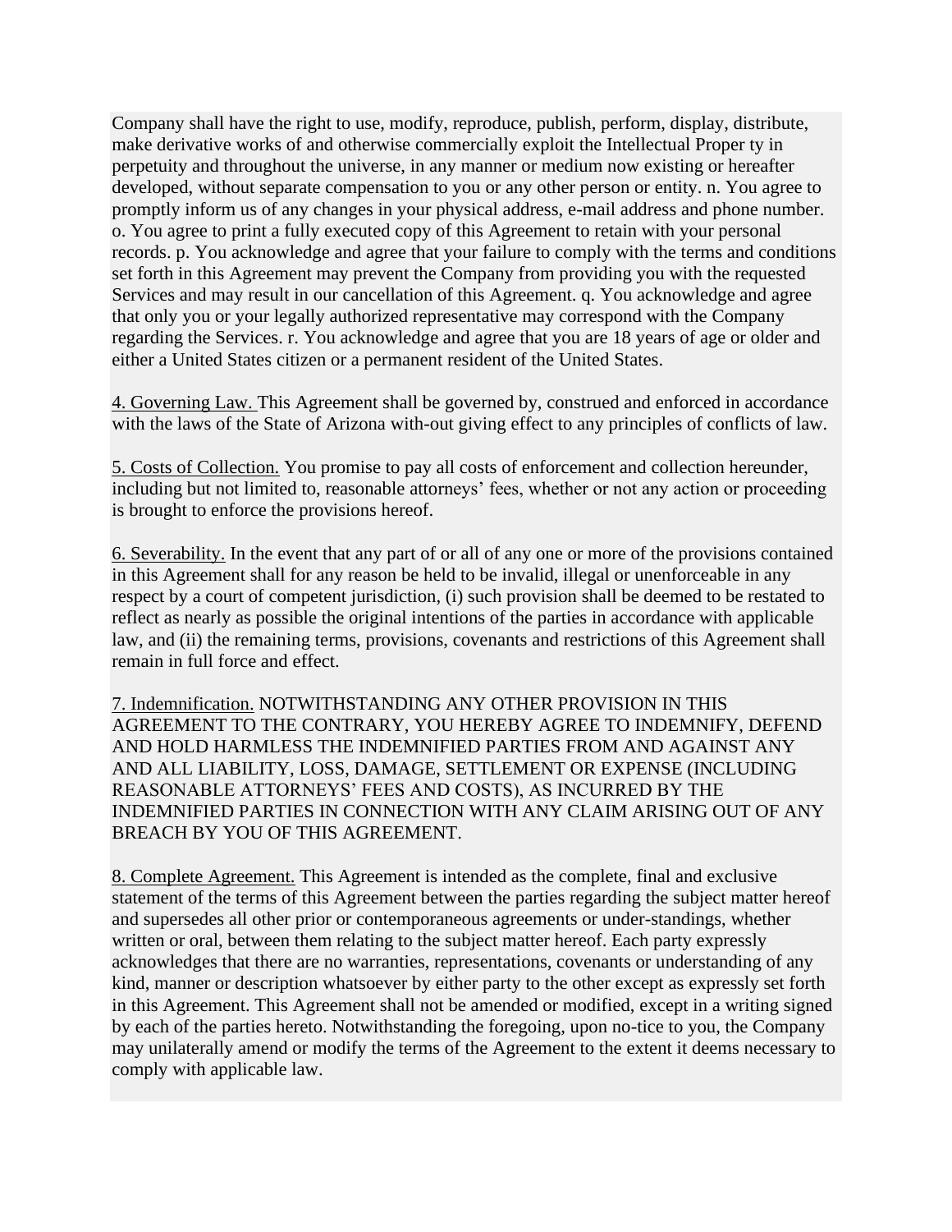Company shall have the right to use, modify, reproduce, publish, perform, display, distribute, make derivative works of and otherwise commercially exploit the Intellectual Proper ty in perpetuity and throughout the universe, in any manner or medium now existing or hereafter developed, without separate compensation to you or any other person or entity. n. You agree to promptly inform us of any changes in your physical address, e-mail address and phone number. o. You agree to print a fully executed copy of this Agreement to retain with your personal records. p. You acknowledge and agree that your failure to comply with the terms and conditions set forth in this Agreement may prevent the Company from providing you with the requested Services and may result in our cancellation of this Agreement. q. You acknowledge and agree that only you or your legally authorized representative may correspond with the Company regarding the Services. r. You acknowledge and agree that you are 18 years of age or older and either a United States citizen or a permanent resident of the United States.

4. Governing Law. This Agreement shall be governed by, construed and enforced in accordance with the laws of the State of Arizona with-out giving effect to any principles of conflicts of law.

5. Costs of Collection. You promise to pay all costs of enforcement and collection hereunder, including but not limited to, reasonable attorneys' fees, whether or not any action or proceeding is brought to enforce the provisions hereof.

6. Severability. In the event that any part of or all of any one or more of the provisions contained in this Agreement shall for any reason be held to be invalid, illegal or unenforceable in any respect by a court of competent jurisdiction, (i) such provision shall be deemed to be restated to reflect as nearly as possible the original intentions of the parties in accordance with applicable law, and (ii) the remaining terms, provisions, covenants and restrictions of this Agreement shall remain in full force and effect.

7. Indemnification. NOTWITHSTANDING ANY OTHER PROVISION IN THIS AGREEMENT TO THE CONTRARY, YOU HEREBY AGREE TO INDEMNIFY, DEFEND AND HOLD HARMLESS THE INDEMNIFIED PARTIES FROM AND AGAINST ANY AND ALL LIABILITY, LOSS, DAMAGE, SETTLEMENT OR EXPENSE (INCLUDING REASONABLE ATTORNEYS' FEES AND COSTS), AS INCURRED BY THE INDEMNIFIED PARTIES IN CONNECTION WITH ANY CLAIM ARISING OUT OF ANY BREACH BY YOU OF THIS AGREEMENT.

8. Complete Agreement. This Agreement is intended as the complete, final and exclusive statement of the terms of this Agreement between the parties regarding the subject matter hereof and supersedes all other prior or contemporaneous agreements or under-standings, whether written or oral, between them relating to the subject matter hereof. Each party expressly acknowledges that there are no warranties, representations, covenants or understanding of any kind, manner or description whatsoever by either party to the other except as expressly set forth in this Agreement. This Agreement shall not be amended or modified, except in a writing signed by each of the parties hereto. Notwithstanding the foregoing, upon no-tice to you, the Company may unilaterally amend or modify the terms of the Agreement to the extent it deems necessary to comply with applicable law.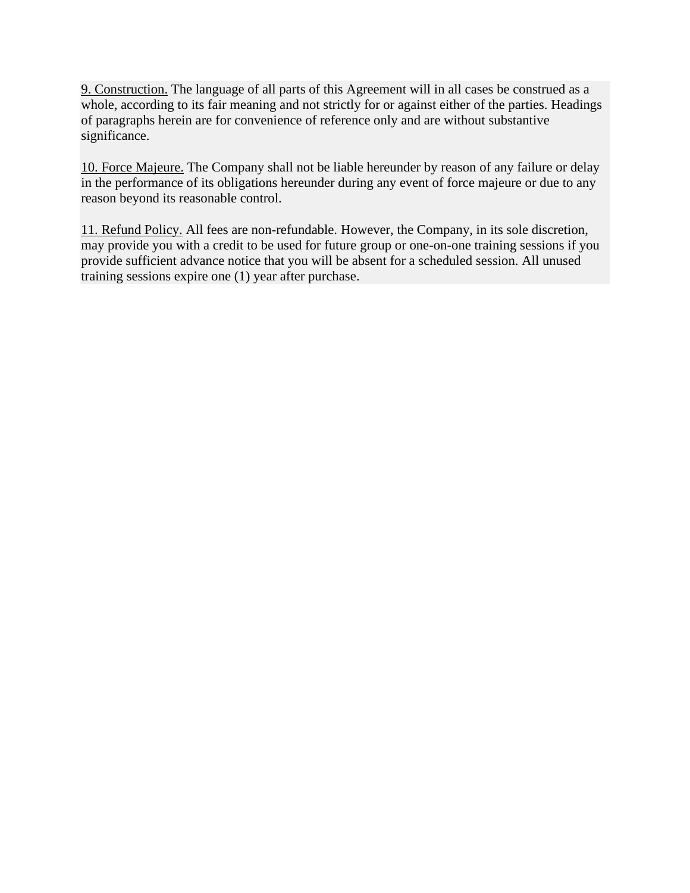<u>9. Construction.</u> The language of all parts of this Agreement will in all cases be construed as a whole, according to its fair meaning and not strictly for or against either of the parties. Headings of paragraphs herein are for convenience of reference only and are without substantive significance.

<u>10. Force Majeure.</u> The Company shall not be liable hereunder by reason of any failure or delay in the performance of its obligations hereunder during any event of force majeure or due to any reason beyond its reasonable control.

<u>11. Refund Policy.</u> All fees are non-refundable. However, the Company, in its sole discretion, may provide you with a credit to be used for future group or one-on-one training sessions if you provide sufficient advance notice that you will be absent for a scheduled session. All unused training sessions expire one (1) year after purchase.